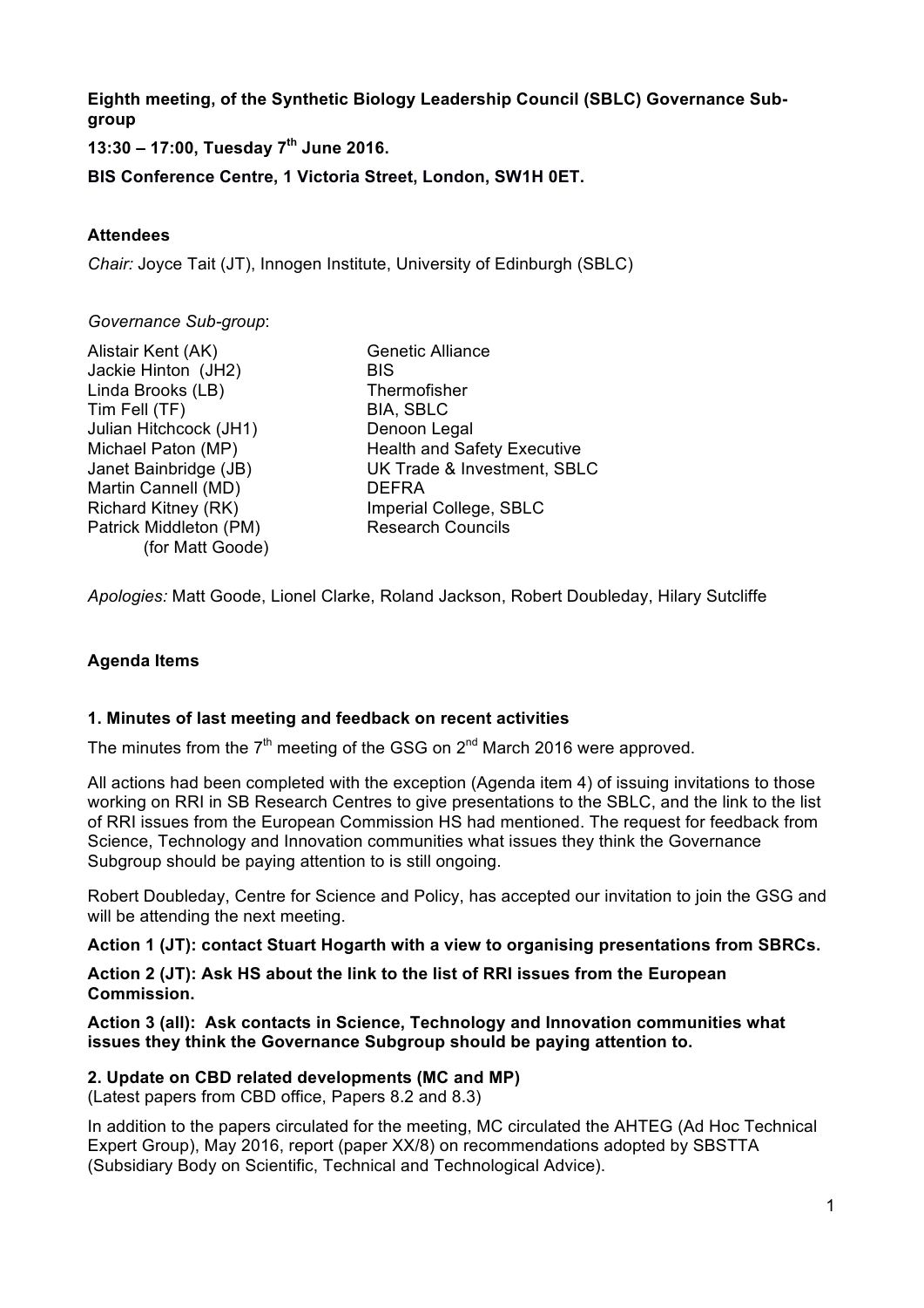**Eighth meeting, of the Synthetic Biology Leadership Council (SBLC) Governance Sub-group**

**13:30 – 17:00, Tuesday 7th June 2016.**

**BIS Conference Centre, 1 Victoria Street, London, SW1H 0ET.**

**Attendees**

*Chair:* Joyce Tait (JT), Innogen Institute, University of Edinburgh (SBLC)

*Governance Sub-group*:

| | |
|---|---|
| Alistair Kent (AK) | Genetic Alliance |
| Jackie Hinton (JH2) | BIS |
| Linda Brooks (LB) | Thermofisher |
| Tim Fell (TF) | BIA, SBLC |
| Julian Hitchcock (JH1) | Denoon Legal |
| Michael Paton (MP) | Health and Safety Executive |
| Janet Bainbridge (JB) | UK Trade & Investment, SBLC |
| Martin Cannell (MD) | DEFRA |
| Richard Kitney (RK) | Imperial College, SBLC |
| Patrick Middleton (PM) (for Matt Goode) | Research Councils |

*Apologies:* Matt Goode, Lionel Clarke, Roland Jackson, Robert Doubleday, Hilary Sutcliffe

**Agenda Items**

**1. Minutes of last meeting and feedback on recent activities**

The minutes from the 7th meeting of the GSG on 2nd March 2016 were approved.

All actions had been completed with the exception (Agenda item 4) of issuing invitations to those working on RRI in SB Research Centres to give presentations to the SBLC, and the link to the list of RRI issues from the European Commission HS had mentioned. The request for feedback from Science, Technology and Innovation communities what issues they think the Governance Subgroup should be paying attention to is still ongoing.

Robert Doubleday, Centre for Science and Policy, has accepted our invitation to join the GSG and will be attending the next meeting.

**Action 1 (JT): contact Stuart Hogarth with a view to organising presentations from SBRCs.**

**Action 2 (JT): Ask HS about the link to the list of RRI issues from the European Commission.**

**Action 3 (all): Ask contacts in Science, Technology and Innovation communities what issues they think the Governance Subgroup should be paying attention to.**

**2. Update on CBD related developments (MC and MP)**
(Latest papers from CBD office, Papers 8.2 and 8.3)

In addition to the papers circulated for the meeting, MC circulated the AHTEG (Ad Hoc Technical Expert Group), May 2016, report (paper XX/8) on recommendations adopted by SBSTTA (Subsidiary Body on Scientific, Technical and Technological Advice).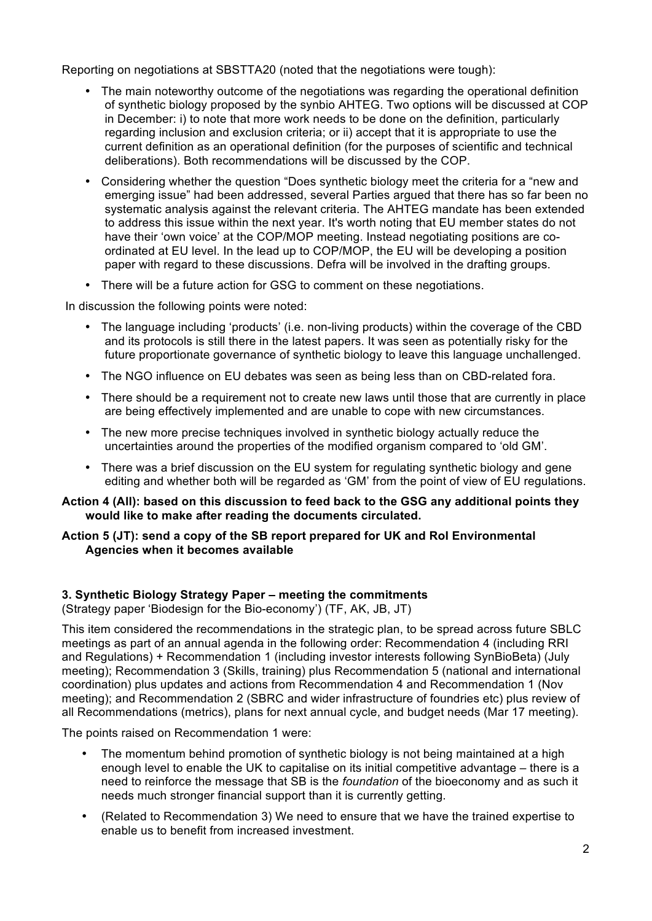Reporting on negotiations at SBSTTA20 (noted that the negotiations were tough):

- The main noteworthy outcome of the negotiations was regarding the operational definition of synthetic biology proposed by the synbio AHTEG. Two options will be discussed at COP in December: i) to note that more work needs to be done on the definition, particularly regarding inclusion and exclusion criteria; or ii) accept that it is appropriate to use the current definition as an operational definition (for the purposes of scientific and technical deliberations). Both recommendations will be discussed by the COP.
- Considering whether the question "Does synthetic biology meet the criteria for a "new and emerging issue" had been addressed, several Parties argued that there has so far been no systematic analysis against the relevant criteria. The AHTEG mandate has been extended to address this issue within the next year. It's worth noting that EU member states do not have their 'own voice' at the COP/MOP meeting. Instead negotiating positions are co-ordinated at EU level. In the lead up to COP/MOP, the EU will be developing a position paper with regard to these discussions. Defra will be involved in the drafting groups.
- There will be a future action for GSG to comment on these negotiations.

In discussion the following points were noted:

- The language including 'products' (i.e. non-living products) within the coverage of the CBD and its protocols is still there in the latest papers. It was seen as potentially risky for the future proportionate governance of synthetic biology to leave this language unchallenged.
- The NGO influence on EU debates was seen as being less than on CBD-related fora.
- There should be a requirement not to create new laws until those that are currently in place are being effectively implemented and are unable to cope with new circumstances.
- The new more precise techniques involved in synthetic biology actually reduce the uncertainties around the properties of the modified organism compared to 'old GM'.
- There was a brief discussion on the EU system for regulating synthetic biology and gene editing and whether both will be regarded as 'GM' from the point of view of EU regulations.

**Action 4 (All): based on this discussion to feed back to the GSG any additional points they would like to make after reading the documents circulated.**

**Action 5 (JT): send a copy of the SB report prepared for UK and RoI Environmental Agencies when it becomes available**

### 3. Synthetic Biology Strategy Paper – meeting the commitments

(Strategy paper 'Biodesign for the Bio-economy') (TF, AK, JB, JT)

This item considered the recommendations in the strategic plan, to be spread across future SBLC meetings as part of an annual agenda in the following order: Recommendation 4 (including RRI and Regulations) + Recommendation 1 (including investor interests following SynBioBeta) (July meeting); Recommendation 3 (Skills, training) plus Recommendation 5 (national and international coordination) plus updates and actions from Recommendation 4 and Recommendation 1 (Nov meeting); and Recommendation 2 (SBRC and wider infrastructure of foundries etc) plus review of all Recommendations (metrics), plans for next annual cycle, and budget needs (Mar 17 meeting).

The points raised on Recommendation 1 were:

- The momentum behind promotion of synthetic biology is not being maintained at a high enough level to enable the UK to capitalise on its initial competitive advantage – there is a need to reinforce the message that SB is the *foundation* of the bioeconomy and as such it needs much stronger financial support than it is currently getting.
- (Related to Recommendation 3) We need to ensure that we have the trained expertise to enable us to benefit from increased investment.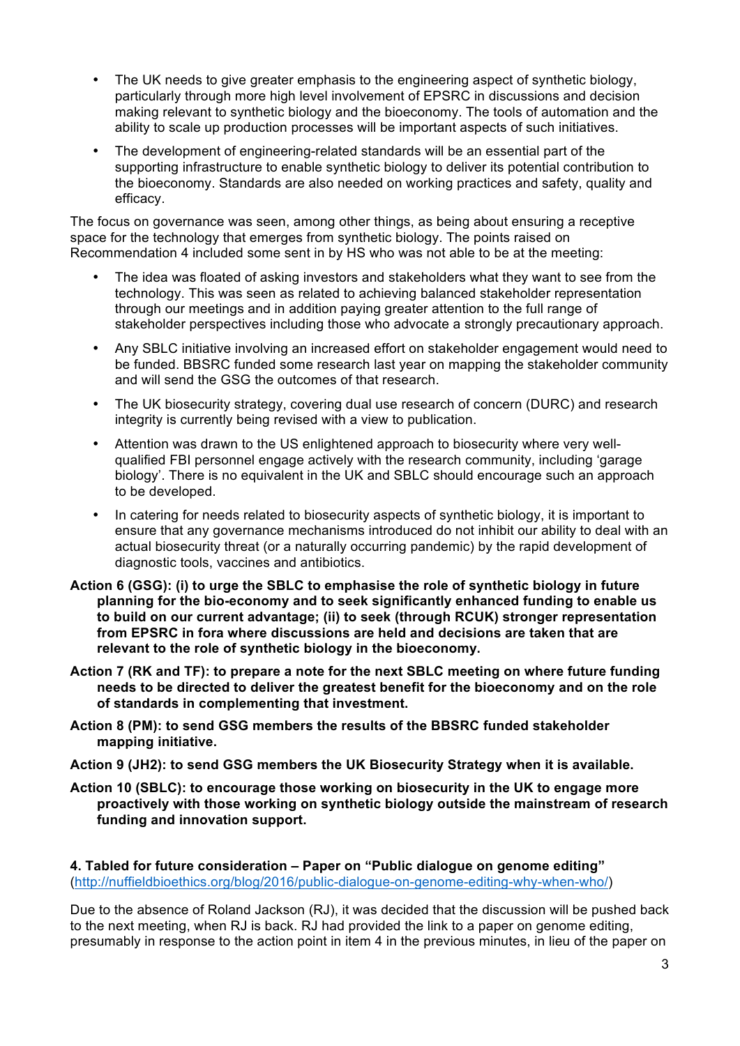- The UK needs to give greater emphasis to the engineering aspect of synthetic biology, particularly through more high level involvement of EPSRC in discussions and decision making relevant to synthetic biology and the bioeconomy. The tools of automation and the ability to scale up production processes will be important aspects of such initiatives.
- The development of engineering-related standards will be an essential part of the supporting infrastructure to enable synthetic biology to deliver its potential contribution to the bioeconomy. Standards are also needed on working practices and safety, quality and efficacy.

The focus on governance was seen, among other things, as being about ensuring a receptive space for the technology that emerges from synthetic biology. The points raised on Recommendation 4 included some sent in by HS who was not able to be at the meeting:

- The idea was floated of asking investors and stakeholders what they want to see from the technology. This was seen as related to achieving balanced stakeholder representation through our meetings and in addition paying greater attention to the full range of stakeholder perspectives including those who advocate a strongly precautionary approach.
- Any SBLC initiative involving an increased effort on stakeholder engagement would need to be funded. BBSRC funded some research last year on mapping the stakeholder community and will send the GSG the outcomes of that research.
- The UK biosecurity strategy, covering dual use research of concern (DURC) and research integrity is currently being revised with a view to publication.
- Attention was drawn to the US enlightened approach to biosecurity where very well-qualified FBI personnel engage actively with the research community, including 'garage biology'. There is no equivalent in the UK and SBLC should encourage such an approach to be developed.
- In catering for needs related to biosecurity aspects of synthetic biology, it is important to ensure that any governance mechanisms introduced do not inhibit our ability to deal with an actual biosecurity threat (or a naturally occurring pandemic) by the rapid development of diagnostic tools, vaccines and antibiotics.

**Action 6 (GSG): (i) to urge the SBLC to emphasise the role of synthetic biology in future planning for the bio-economy and to seek significantly enhanced funding to enable us to build on our current advantage; (ii) to seek (through RCUK) stronger representation from EPSRC in fora where discussions are held and decisions are taken that are relevant to the role of synthetic biology in the bioeconomy.**

**Action 7 (RK and TF): to prepare a note for the next SBLC meeting on where future funding needs to be directed to deliver the greatest benefit for the bioeconomy and on the role of standards in complementing that investment.**

**Action 8 (PM): to send GSG members the results of the BBSRC funded stakeholder mapping initiative.**

**Action 9 (JH2): to send GSG members the UK Biosecurity Strategy when it is available.**

**Action 10 (SBLC): to encourage those working on biosecurity in the UK to engage more proactively with those working on synthetic biology outside the mainstream of research funding and innovation support.**

**4. Tabled for future consideration – Paper on "Public dialogue on genome editing"**
(http://nuffieldbioethics.org/blog/2016/public-dialogue-on-genome-editing-why-when-who/)

Due to the absence of Roland Jackson (RJ), it was decided that the discussion will be pushed back to the next meeting, when RJ is back. RJ had provided the link to a paper on genome editing, presumably in response to the action point in item 4 in the previous minutes, in lieu of the paper on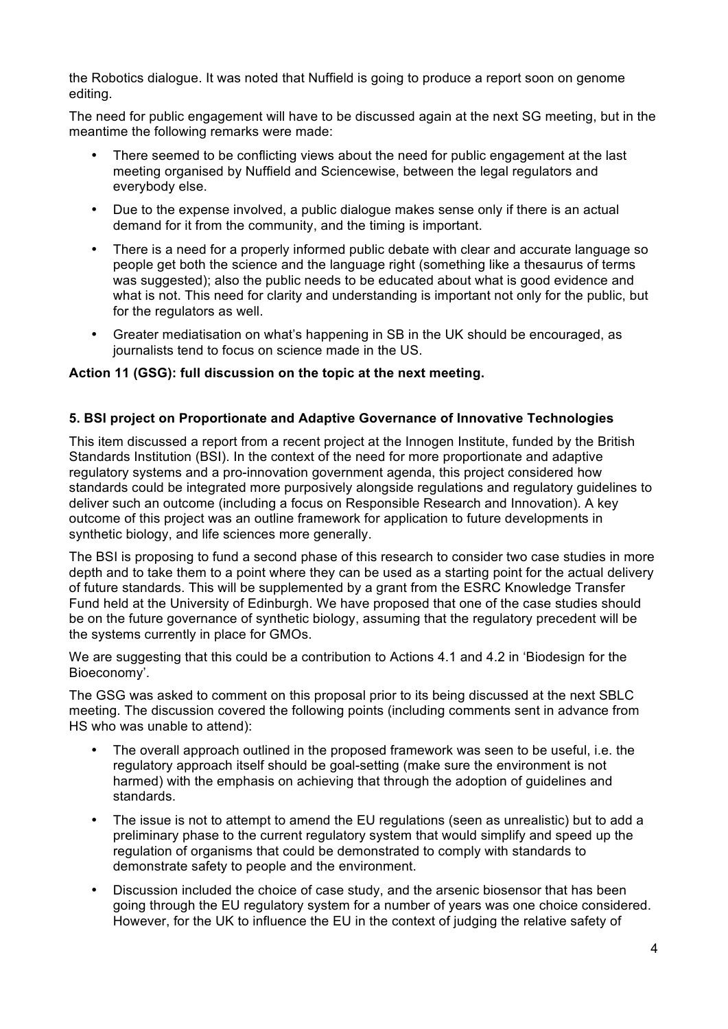the Robotics dialogue. It was noted that Nuffield is going to produce a report soon on genome editing.

The need for public engagement will have to be discussed again at the next SG meeting, but in the meantime the following remarks were made:

- There seemed to be conflicting views about the need for public engagement at the last meeting organised by Nuffield and Sciencewise, between the legal regulators and everybody else.
- Due to the expense involved, a public dialogue makes sense only if there is an actual demand for it from the community, and the timing is important.
- There is a need for a properly informed public debate with clear and accurate language so people get both the science and the language right (something like a thesaurus of terms was suggested); also the public needs to be educated about what is good evidence and what is not. This need for clarity and understanding is important not only for the public, but for the regulators as well.
- Greater mediatisation on what's happening in SB in the UK should be encouraged, as journalists tend to focus on science made in the US.

**Action 11 (GSG): full discussion on the topic at the next meeting.**

### 5. BSI project on Proportionate and Adaptive Governance of Innovative Technologies

This item discussed a report from a recent project at the Innogen Institute, funded by the British Standards Institution (BSI). In the context of the need for more proportionate and adaptive regulatory systems and a pro-innovation government agenda, this project considered how standards could be integrated more purposively alongside regulations and regulatory guidelines to deliver such an outcome (including a focus on Responsible Research and Innovation). A key outcome of this project was an outline framework for application to future developments in synthetic biology, and life sciences more generally.

The BSI is proposing to fund a second phase of this research to consider two case studies in more depth and to take them to a point where they can be used as a starting point for the actual delivery of future standards. This will be supplemented by a grant from the ESRC Knowledge Transfer Fund held at the University of Edinburgh. We have proposed that one of the case studies should be on the future governance of synthetic biology, assuming that the regulatory precedent will be the systems currently in place for GMOs.

We are suggesting that this could be a contribution to Actions 4.1 and 4.2 in 'Biodesign for the Bioeconomy'.

The GSG was asked to comment on this proposal prior to its being discussed at the next SBLC meeting. The discussion covered the following points (including comments sent in advance from HS who was unable to attend):

- The overall approach outlined in the proposed framework was seen to be useful, i.e. the regulatory approach itself should be goal-setting (make sure the environment is not harmed) with the emphasis on achieving that through the adoption of guidelines and standards.
- The issue is not to attempt to amend the EU regulations (seen as unrealistic) but to add a preliminary phase to the current regulatory system that would simplify and speed up the regulation of organisms that could be demonstrated to comply with standards to demonstrate safety to people and the environment.
- Discussion included the choice of case study, and the arsenic biosensor that has been going through the EU regulatory system for a number of years was one choice considered. However, for the UK to influence the EU in the context of judging the relative safety of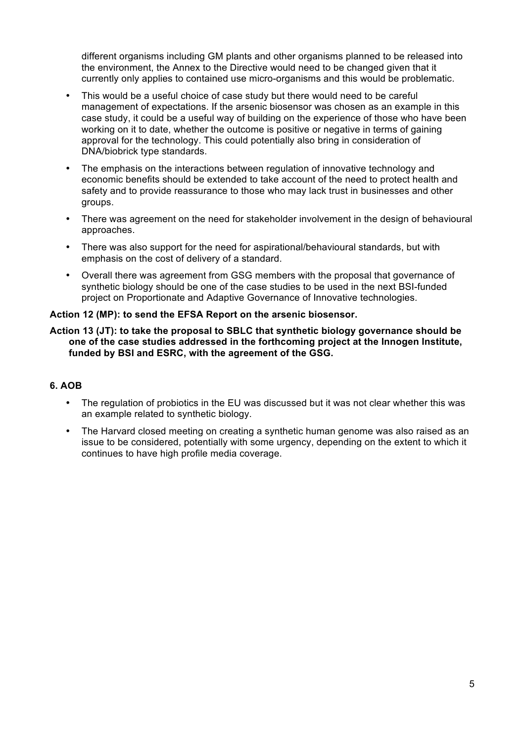different organisms including GM plants and other organisms planned to be released into the environment, the Annex to the Directive would need to be changed given that it currently only applies to contained use micro-organisms and this would be problematic.

- This would be a useful choice of case study but there would need to be careful management of expectations. If the arsenic biosensor was chosen as an example in this case study, it could be a useful way of building on the experience of those who have been working on it to date, whether the outcome is positive or negative in terms of gaining approval for the technology. This could potentially also bring in consideration of DNA/biobrick type standards.
- The emphasis on the interactions between regulation of innovative technology and economic benefits should be extended to take account of the need to protect health and safety and to provide reassurance to those who may lack trust in businesses and other groups.
- There was agreement on the need for stakeholder involvement in the design of behavioural approaches.
- There was also support for the need for aspirational/behavioural standards, but with emphasis on the cost of delivery of a standard.
- Overall there was agreement from GSG members with the proposal that governance of synthetic biology should be one of the case studies to be used in the next BSI-funded project on Proportionate and Adaptive Governance of Innovative technologies.

**Action 12 (MP): to send the EFSA Report on the arsenic biosensor.**

**Action 13 (JT): to take the proposal to SBLC that synthetic biology governance should be one of the case studies addressed in the forthcoming project at the Innogen Institute, funded by BSI and ESRC, with the agreement of the GSG.**

## 6. AOB

- The regulation of probiotics in the EU was discussed but it was not clear whether this was an example related to synthetic biology.
- The Harvard closed meeting on creating a synthetic human genome was also raised as an issue to be considered, potentially with some urgency, depending on the extent to which it continues to have high profile media coverage.